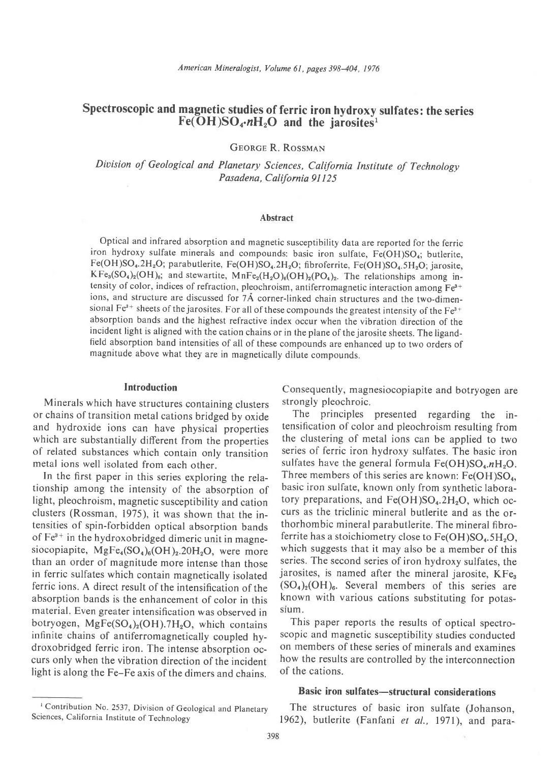# Spectroscopic and magnetic studies of ferric iron hydroxy sulfates: the series $Fe(OH)SO_4 \cdot nH_2O$ and the jarosites[1]

GEORGE R. ROSSMAN

*Division of Geological and Planetary Sciences, California Institute of Technology Pasadena, California 91125*

## Abstract

Optical and infrared absorption and magnetic susceptibility data are reported for the ferric iron hydroxy sulfate minerals and compounds: basic iron sulfate, $Fe(OH)SO_4$; butlerite, $Fe(OH)SO_4.2H_2O$; parabutlerite, $Fe(OH)SO_4.2H_2O$; fibroferrite, $Fe(OH)SO_4.5H_2O$; jarosite, $KFe_3(SO_4)_2(OH)_6$; and stewartite, $MnFe_2(H_2O)_6(OH)_2(PO_4)_2$. The relationships among intensity of color, indices of refraction, pleochroism, antiferromagnetic interaction among $Fe^{3+}$ ions, and structure are discussed for 7Å corner-linked chain structures and the two-dimensional $Fe^{3+}$ sheets of the jarosites. For all of these compounds the greatest intensity of the $Fe^{3+}$ absorption bands and the highest refractive index occur when the vibration direction of the incident light is aligned with the cation chains or in the plane of the jarosite sheets. The ligand-field absorption band intensities of all of these compounds are enhanced up to two orders of magnitude above what they are in magnetically dilute compounds.

## Introduction

Minerals which have structures containing clusters or chains of transition metal cations bridged by oxide and hydroxide ions can have physical properties which are substantially different from the properties of related substances which contain only transition metal ions well isolated from each other.

In the first paper in this series exploring the relationship among the intensity of the absorption of light, pleochroism, magnetic susceptibility and cation clusters (Rossman, 1975), it was shown that the intensities of spin-forbidden optical absorption bands of $Fe^{3+}$ in the hydroxobridged dimeric unit in magnesiocopiapite, $MgFe_4(SO_4)_6(OH)_2.20H_2O$, were more than an order of magnitude more intense than those in ferric sulfates which contain magnetically isolated ferric ions. A direct result of the intensification of the absorption bands is the enhancement of color in this material. Even greater intensification was observed in botryogen, $MgFe(SO_4)_2(OH).7H_2O$, which contains infinite chains of antiferromagnetically coupled hydroxobridged ferric iron. The intense absorption occurs only when the vibration direction of the incident light is along the Fe–Fe axis of the dimers and chains. Consequently, magnesiocopiapite and botryogen are strongly pleochroic.

The principles presented regarding the intensification of color and pleochroism resulting from the clustering of metal ions can be applied to two series of ferric iron hydroxy sulfates. The basic iron sulfates have the general formula $Fe(OH)SO_4.nH_2O$. Three members of this series are known: $Fe(OH)SO_4$, basic iron sulfate, known only from synthetic laboratory preparations, and $Fe(OH)SO_4.2H_2O$, which occurs as the triclinic mineral butlerite and as the orthorhombic mineral parabutlerite. The mineral fibroferrite has a stoichiometry close to $Fe(OH)SO_4.5H_2O$, which suggests that it may also be a member of this series. The second series of iron hydroxy sulfates, the jarosites, is named after the mineral jarosite, $KFe_3(SO_4)_2(OH)_6$. Several members of this series are known with various cations substituting for potassium.

This paper reports the results of optical spectroscopic and magnetic susceptibility studies conducted on members of these series of minerals and examines how the results are controlled by the interconnection of the cations.

## Basic iron sulfates—structural considerations

The structures of basic iron sulfate (Johanson, 1962), butlerite (Fanfani *et al.*, 1971), and para-

[1] Contribution No. 2537, Division of Geological and Planetary Sciences, California Institute of Technology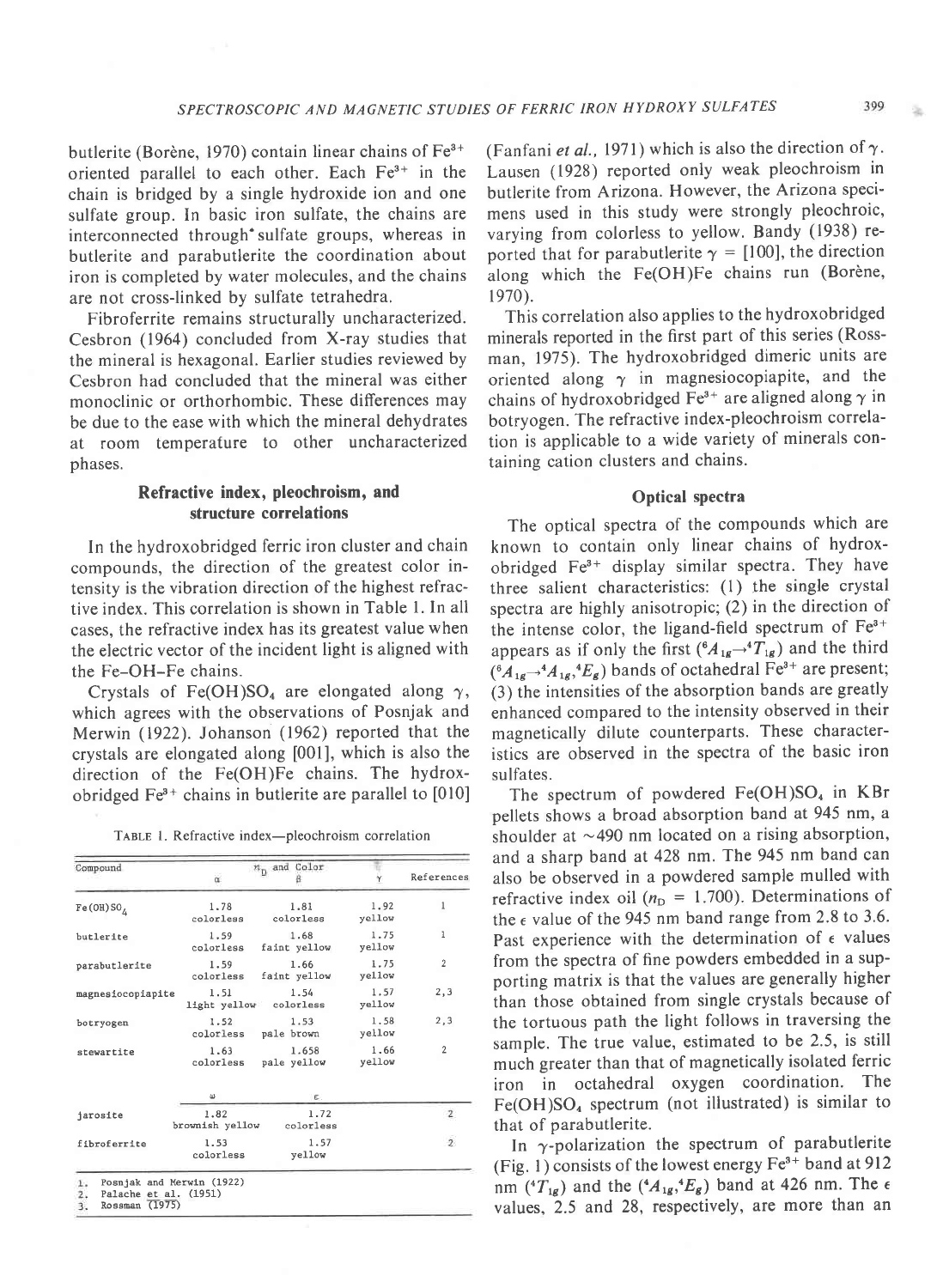butlerite (Borène, 1970) contain linear chains of $Fe^{3+}$ oriented parallel to each other. Each $Fe^{3+}$ in the chain is bridged by a single hydroxide ion and one sulfate group. In basic iron sulfate, the chains are interconnected through sulfate groups, whereas in butlerite and parabutlerite the coordination about iron is completed by water molecules, and the chains are not cross-linked by sulfate tetrahedra.

Fibroferrite remains structurally uncharacterized. Cesbron (1964) concluded from X-ray studies that the mineral is hexagonal. Earlier studies reviewed by Cesbron had concluded that the mineral was either monoclinic or orthorhombic. These differences may be due to the ease with which the mineral dehydrates at room temperature to other uncharacterized phases.

### Refractive index, pleochroism, and structure correlations

In the hydroxobridged ferric iron cluster and chain compounds, the direction of the greatest color intensity is the vibration direction of the highest refractive index. This correlation is shown in Table 1. In all cases, the refractive index has its greatest value when the electric vector of the incident light is aligned with the Fe–OH–Fe chains.

Crystals of $Fe(OH)SO_4$ are elongated along $\gamma$, which agrees with the observations of Posnjak and Merwin (1922). Johanson (1962) reported that the crystals are elongated along [001], which is also the direction of the Fe(OH)Fe chains. The hydroxobridged $Fe^{3+}$ chains in butlerite are parallel to [010] (Fanfani *et al.*, 1971) which is also the direction of $\gamma$. Lausen (1928) reported only weak pleochroism in butlerite from Arizona. However, the Arizona specimens used in this study were strongly pleochroic, varying from colorless to yellow. Bandy (1938) reported that for parabutlerite $\gamma$ = [100], the direction along which the Fe(OH)Fe chains run (Borène, 1970).

TABLE 1. Refractive index—pleochroism correlation

| Compound | $n_D$ and Color $\alpha$ | $\beta$ | $\gamma$ | References |
|---|---|---|---|---|
| $Fe(OH)SO_4$ | 1.78 colorless | 1.81 colorless | 1.92 yellow | 1 |
| butlerite | 1.59 colorless | 1.68 faint yellow | 1.75 yellow | 1 |
| parabutlerite | 1.59 colorless | 1.66 faint yellow | 1.75 yellow | 2 |
| magnesiocopiapite | 1.51 light yellow | 1.54 colorless | 1.57 yellow | 2,3 |
| botryogen | 1.52 colorless | 1.53 pale brown | 1.58 yellow | 2,3 |
| stewartite | 1.63 colorless | 1.658 pale yellow | 1.66 yellow | 2 |
| | $\omega$ | $\varepsilon$ | | |
| jarosite | 1.82 brownish yellow | 1.72 colorless | | 2 |
| fibroferrite | 1.53 colorless | 1.57 yellow | | 2 |

1. Posnjak and Merwin (1922)
2. Palache et al. (1951)
3. Rossman (1975)

This correlation also applies to the hydroxobridged minerals reported in the first part of this series (Rossman, 1975). The hydroxobridged dimeric units are oriented along $\gamma$ in magnesiocopiapite, and the chains of hydroxobridged $Fe^{3+}$ are aligned along $\gamma$ in botryogen. The refractive index-pleochroism correlation is applicable to a wide variety of minerals containing cation clusters and chains.

### Optical spectra

The optical spectra of the compounds which are known to contain only linear chains of hydroxobridged $Fe^{3+}$ display similar spectra. They have three salient characteristics: (1) the single crystal spectra are highly anisotropic; (2) in the direction of the intense color, the ligand-field spectrum of $Fe^{3+}$ appears as if only the first ($^6A_{1g} \rightarrow {}^4T_{1g}$) and the third ($^6A_{1g} \rightarrow {}^4A_{1g}, {}^4E_g$) bands of octahedral $Fe^{3+}$ are present; (3) the intensities of the absorption bands are greatly enhanced compared to the intensity observed in their magnetically dilute counterparts. These characteristics are observed in the spectra of the basic iron sulfates.

The spectrum of powdered $Fe(OH)SO_4$ in KBr pellets shows a broad absorption band at 945 nm, a shoulder at ~490 nm located on a rising absorption, and a sharp band at 428 nm. The 945 nm band can also be observed in a powdered sample mulled with refractive index oil ($n_D$ = 1.700). Determinations of the $\epsilon$ value of the 945 nm band range from 2.8 to 3.6. Past experience with the determination of $\epsilon$ values from the spectra of fine powders embedded in a supporting matrix is that the values are generally higher than those obtained from single crystals because of the tortuous path the light follows in traversing the sample. The true value, estimated to be 2.5, is still much greater than that of magnetically isolated ferric iron in octahedral oxygen coordination. The $Fe(OH)SO_4$ spectrum (not illustrated) is similar to that of parabutlerite.

In $\gamma$-polarization the spectrum of parabutlerite (Fig. 1) consists of the lowest energy $Fe^{3+}$ band at 912 nm ($^4T_{1g}$) and the ($^4A_{1g}, {}^4E_g$) band at 426 nm. The $\epsilon$ values, 2.5 and 28, respectively, are more than an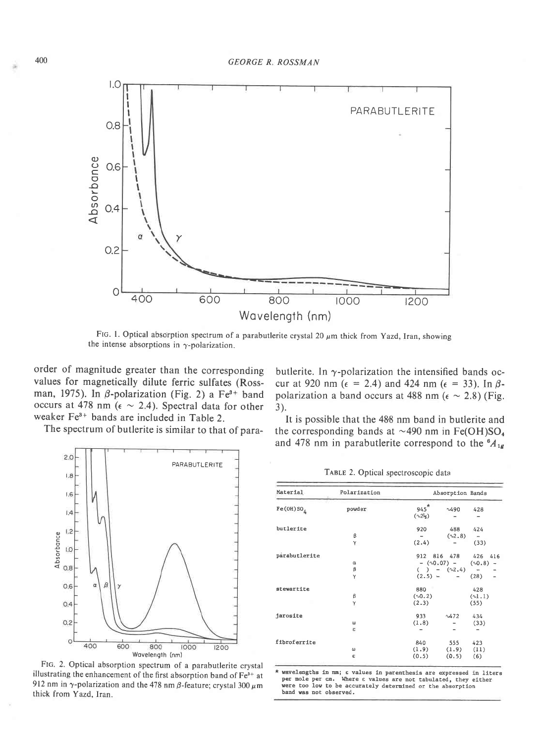FIG. 1. Optical absorption spectrum of a parabutlerite crystal 20 μm thick from Yazd, Iran, showing the intense absorptions in γ-polarization.

order of magnitude greater than the corresponding values for magnetically dilute ferric sulfates (Rossman, 1975). In β-polarization (Fig. 2) a $Fe^{3+}$ band occurs at 478 nm ($\epsilon \sim 2.4$). Spectral data for other weaker $Fe^{3+}$ bands are included in Table 2.

The spectrum of butlerite is similar to that of parabutlerite. In γ-polarization the intensified bands occur at 920 nm ($\epsilon = 2.4$) and 424 nm ($\epsilon = 33$). In β-polarization a band occurs at 488 nm ($\epsilon \sim 2.8$) (Fig. 3).

It is possible that the 488 nm band in butlerite and the corresponding bands at ~490 nm in $Fe(OH)SO_4$ and 478 nm in parabutlerite correspond to the $^6A_{1g}$

FIG. 2. Optical absorption spectrum of a parabutlerite crystal illustrating the enhancement of the first absorption band of $Fe^{3+}$ at 912 nm in γ-polarization and the 478 nm β-feature; crystal 300 μm thick from Yazd, Iran.

TABLE 2. Optical spectroscopic data

| Material | Polarization | Absorption Bands | | | | |
|---|---|---|---|---|---|---|
| $Fe(OH)SO_4$ | powder | 945* (~2½) | | ~490 | 428 | |
| | | | | – | – | |
| butlerite | | 920 | | 488 | 424 | |
| | β | – | | (~2.8) | – | |
| | γ | (2.4) | | – | (33) | |
| parabutlerite | | 912 | 816 | 478 | 426 | 416 |
| | α | – | (~0.07) | – | (~0.8) | – |
| | β | ( ) | – | (~2.4) | – | – |
| | γ | (2.5) | – | – | (28) | – |
| stewartite | | 880 | | | 428 | |
| | β | (~0.2) | | | (~1.1) | |
| | γ | (2.3) | | | (55) | |
| jarosite | | 933 | | ~472 | 434 | |
| | ω | (1.8) | | – | (33) | |
| | ε | – | | – | – | |
| fibroferrite | | 840 | | 555 | 423 | |
| | ω | (1.9) | | (1.9) | (11) | |
| | ε | (0.5) | | (0.5) | (6) | |

\* wavelengths in nm; ε values in parenthesis are expressed in liters per mole per cm. Where ε values are not tabulated, they either were too low to be accurately determined or the absorption band was not observed.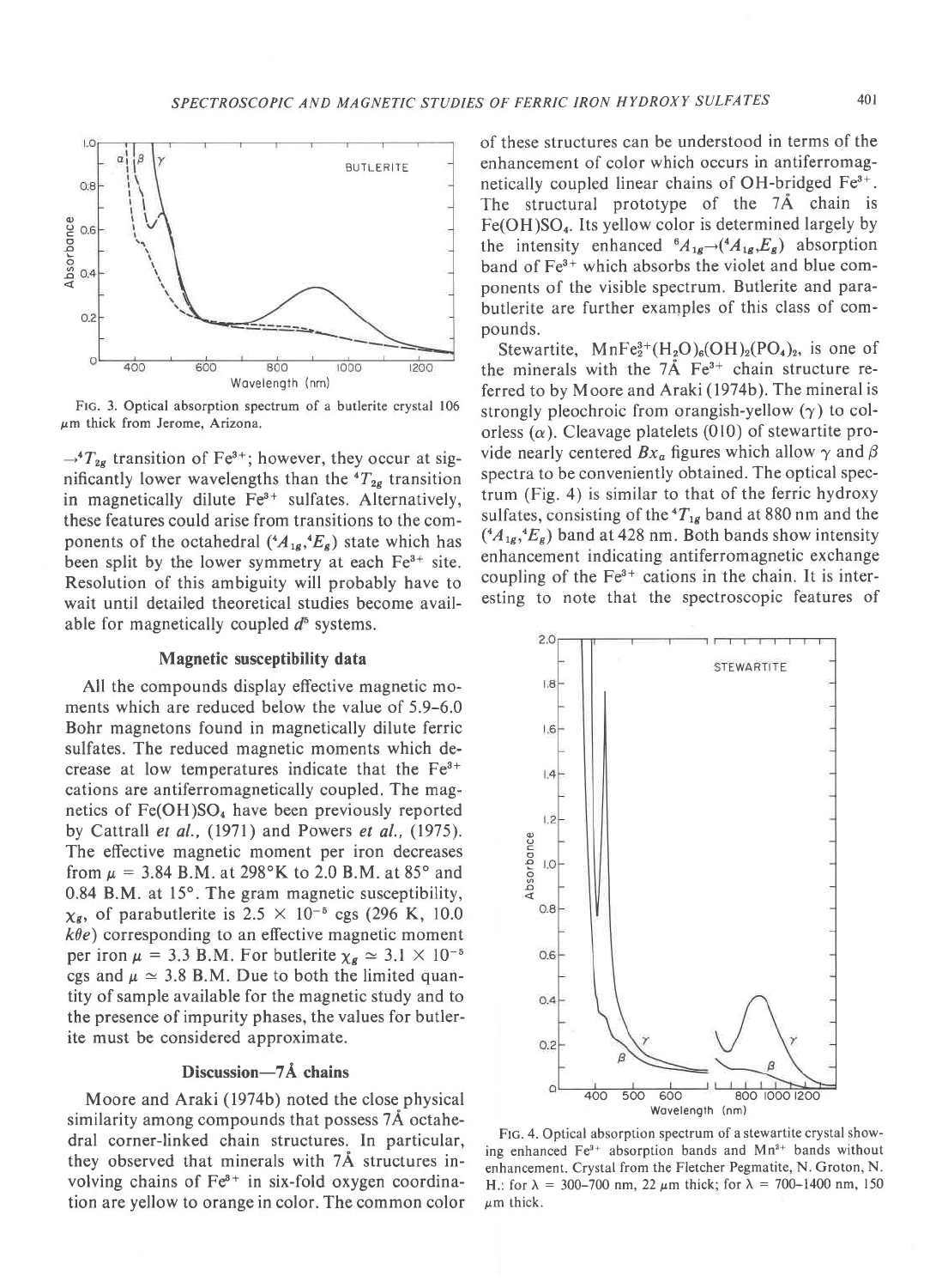FIG. 3. Optical absorption spectrum of a butlerite crystal 106 μm thick from Jerome, Arizona.

$\rightarrow {}^4T_{2g}$ transition of $Fe^{3+}$; however, they occur at significantly lower wavelengths than the ${}^4T_{2g}$ transition in magnetically dilute $Fe^{3+}$ sulfates. Alternatively, these features could arise from transitions to the components of the octahedral $({}^4A_{1g},{}^4E_g)$ state which has been split by the lower symmetry at each $Fe^{3+}$ site. Resolution of this ambiguity will probably have to wait until detailed theoretical studies become available for magnetically coupled $d^5$ systems.

### Magnetic susceptibility data

All the compounds display effective magnetic moments which are reduced below the value of 5.9–6.0 Bohr magnetons found in magnetically dilute ferric sulfates. The reduced magnetic moments which decrease at low temperatures indicate that the $Fe^{3+}$ cations are antiferromagnetically coupled. The magnetics of $Fe(OH)SO_4$ have been previously reported by Cattrall *et al.*, (1971) and Powers *et al.*, (1975). The effective magnetic moment per iron decreases from $\mu$ = 3.84 B.M. at 298°K to 2.0 B.M. at 85° and 0.84 B.M. at 15°. The gram magnetic susceptibility, $\chi_g$, of parabutlerite is $2.5 \times 10^{-5}$ cgs (296 K, 10.0 $k\theta e$) corresponding to an effective magnetic moment per iron $\mu$ = 3.3 B.M. For butlerite $\chi_g \simeq 3.1 \times 10^{-5}$ cgs and $\mu \simeq 3.8$ B.M. Due to both the limited quantity of sample available for the magnetic study and to the presence of impurity phases, the values for butlerite must be considered approximate.

### Discussion—7Å chains

Moore and Araki (1974b) noted the close physical similarity among compounds that possess 7Å octahedral corner-linked chain structures. In particular, they observed that minerals with 7Å structures involving chains of $Fe^{3+}$ in six-fold oxygen coordination are yellow to orange in color. The common color of these structures can be understood in terms of the enhancement of color which occurs in antiferromagnetically coupled linear chains of OH-bridged $Fe^{3+}$. The structural prototype of the 7Å chain is $Fe(OH)SO_4$. Its yellow color is determined largely by the intensity enhanced ${}^6A_{1g} \rightarrow ({}^4A_{1g},E_g)$ absorption band of $Fe^{3+}$ which absorbs the violet and blue components of the visible spectrum. Butlerite and parabutlerite are further examples of this class of compounds.

Stewartite, $MnFe_2^{3+}(H_2O)_6(OH)_2(PO_4)_2$, is one of the minerals with the 7Å $Fe^{3+}$ chain structure referred to by Moore and Araki (1974b). The mineral is strongly pleochroic from orangish-yellow ($\gamma$) to colorless ($\alpha$). Cleavage platelets (010) of stewartite provide nearly centered $Bx_a$ figures which allow $\gamma$ and $\beta$ spectra to be conveniently obtained. The optical spectrum (Fig. 4) is similar to that of the ferric hydroxy sulfates, consisting of the ${}^4T_{1g}$ band at 880 nm and the $({}^4A_{1g},{}^4E_g)$ band at 428 nm. Both bands show intensity enhancement indicating antiferromagnetic exchange coupling of the $Fe^{3+}$ cations in the chain. It is interesting to note that the spectroscopic features of

FIG. 4. Optical absorption spectrum of a stewartite crystal showing enhanced $Fe^{3+}$ absorption bands and $Mn^{2+}$ bands without enhancement. Crystal from the Fletcher Pegmatite, N. Groton, N. H.: for $\lambda$ = 300–700 nm, 22 μm thick; for $\lambda$ = 700–1400 nm, 150 μm thick.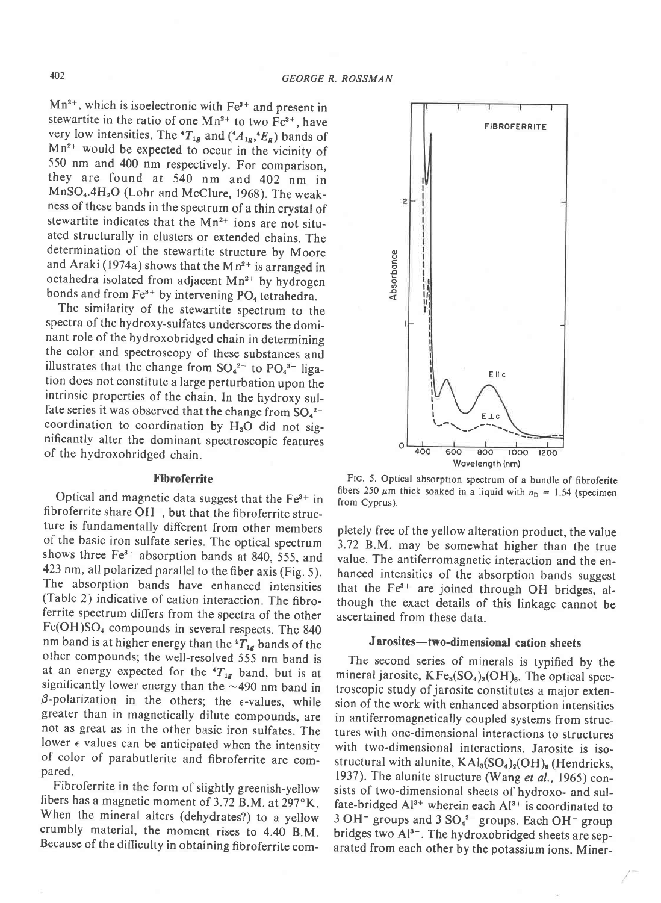$Mn^{2+}$, which is isoelectronic with $Fe^{3+}$ and present in stewartite in the ratio of one $Mn^{2+}$ to two $Fe^{3+}$, have very low intensities. The ${}^4T_{1g}$ and (${}^4A_{1g}$,${}^4E_g$) bands of $Mn^{2+}$ would be expected to occur in the vicinity of 550 nm and 400 nm respectively. For comparison, they are found at 540 nm and 402 nm in $MnSO_4.4H_2O$ (Lohr and McClure, 1968). The weakness of these bands in the spectrum of a thin crystal of stewartite indicates that the $Mn^{2+}$ ions are not situated structurally in clusters or extended chains. The determination of the stewartite structure by Moore and Araki (1974a) shows that the $Mn^{2+}$ is arranged in octahedra isolated from adjacent $Mn^{2+}$ by hydrogen bonds and from $Fe^{3+}$ by intervening $PO_4$ tetrahedra.

The similarity of the stewartite spectrum to the spectra of the hydroxy-sulfates underscores the dominant role of the hydroxobridged chain in determining the color and spectroscopy of these substances and illustrates that the change from $SO_4^{2-}$ to $PO_4^{3-}$ ligation does not constitute a large perturbation upon the intrinsic properties of the chain. In the hydroxy sulfate series it was observed that the change from $SO_4^{2-}$ coordination to coordination by $H_2O$ did not significantly alter the dominant spectroscopic features of the hydroxobridged chain.

### Fibroferrite

Optical and magnetic data suggest that the $Fe^{3+}$ in fibroferrite share $OH^-$, but that the fibroferrite structure is fundamentally different from other members of the basic iron sulfate series. The optical spectrum shows three $Fe^{3+}$ absorption bands at 840, 555, and 423 nm, all polarized parallel to the fiber axis (Fig. 5). The absorption bands have enhanced intensities (Table 2) indicative of cation interaction. The fibroferrite spectrum differs from the spectra of the other $Fe(OH)SO_4$ compounds in several respects. The 840 nm band is at higher energy than the ${}^4T_{1g}$ bands of the other compounds; the well-resolved 555 nm band is at an energy expected for the ${}^4T_{1g}$ band, but is at significantly lower energy than the ~490 nm band in $\beta$-polarization in the others; the $\epsilon$-values, while greater than in magnetically dilute compounds, are not as great as in the other basic iron sulfates. The lower $\epsilon$ values can be anticipated when the intensity of color of parabutlerite and fibroferrite are compared.

Fibroferrite in the form of slightly greenish-yellow fibers has a magnetic moment of 3.72 B.M. at 297°K. When the mineral alters (dehydrates?) to a yellow crumbly material, the moment rises to 4.40 B.M. Because of the difficulty in obtaining fibroferrite completely free of the yellow alteration product, the value 3.72 B.M. may be somewhat higher than the true value. The antiferromagnetic interaction and the enhanced intensities of the absorption bands suggest that the $Fe^{3+}$ are joined through OH bridges, although the exact details of this linkage cannot be ascertained from these data.

FIG. 5. Optical absorption spectrum of a bundle of fibroferrite fibers 250 $\mu$m thick soaked in a liquid with $n_D$ = 1.54 (specimen from Cyprus).

### Jarosites—two-dimensional cation sheets

The second series of minerals is typified by the mineral jarosite, $KFe_3(SO_4)_2(OH)_6$. The optical spectroscopic study of jarosite constitutes a major extension of the work with enhanced absorption intensities in antiferromagnetically coupled systems from structures with one-dimensional interactions to structures with two-dimensional interactions. Jarosite is isostructural with alunite, $KAl_3(SO_4)_2(OH)_6$ (Hendricks, 1937). The alunite structure (Wang *et al.*, 1965) consists of two-dimensional sheets of hydroxo- and sulfate-bridged $Al^{3+}$ wherein each $Al^{3+}$ is coordinated to 3 $OH^-$ groups and 3 $SO_4^{2-}$ groups. Each $OH^-$ group bridges two $Al^{3+}$. The hydroxobridged sheets are separated from each other by the potassium ions. Miner-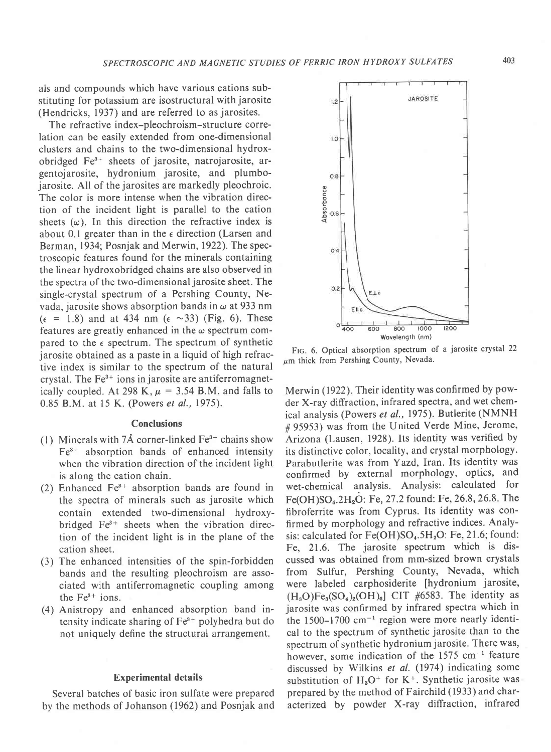als and compounds which have various cations substituting for potassium are isostructural with jarosite (Hendricks, 1937) and are referred to as jarosites.

The refractive index–pleochroism–structure correlation can be easily extended from one-dimensional clusters and chains to the two-dimensional hydroxobridged $Fe^{3+}$ sheets of jarosite, natrojarosite, argentojarosite, hydronium jarosite, and plumbojarosite. All of the jarosites are markedly pleochroic. The color is more intense when the vibration direction of the incident light is parallel to the cation sheets ($\omega$). In this direction the refractive index is about 0.1 greater than in the $\epsilon$ direction (Larsen and Berman, 1934; Posnjak and Merwin, 1922). The spectroscopic features found for the minerals containing the linear hydroxobridged chains are also observed in the spectra of the two-dimensional jarosite sheet. The single-crystal spectrum of a Pershing County, Nevada, jarosite shows absorption bands in $\omega$ at 933 nm ($\epsilon$ = 1.8) and at 434 nm ($\epsilon$ ~33) (Fig. 6). These features are greatly enhanced in the $\omega$ spectrum compared to the $\epsilon$ spectrum. The spectrum of synthetic jarosite obtained as a paste in a liquid of high refractive index is similar to the spectrum of the natural crystal. The $Fe^{3+}$ ions in jarosite are antiferromagnetically coupled. At 298 K, $\mu$ = 3.54 B.M. and falls to 0.85 B.M. at 15 K. (Powers *et al.*, 1975).

Fig. 6. Optical absorption spectrum of a jarosite crystal 22 $\mu$m thick from Pershing County, Nevada.

## Conclusions

(1) Minerals with 7Å corner-linked $Fe^{3+}$ chains show $Fe^{3+}$ absorption bands of enhanced intensity when the vibration direction of the incident light is along the cation chain.

(2) Enhanced $Fe^{3+}$ absorption bands are found in the spectra of minerals such as jarosite which contain extended two-dimensional hydroxy-bridged $Fe^{3+}$ sheets when the vibration direction of the incident light is in the plane of the cation sheet.

(3) The enhanced intensities of the spin-forbidden bands and the resulting pleochroism are associated with antiferromagnetic coupling among the $Fe^{3+}$ ions.

(4) Anistropy and enhanced absorption band intensity indicate sharing of $Fe^{3+}$ polyhedra but do not uniquely define the structural arrangement.

## Experimental details

Several batches of basic iron sulfate were prepared by the methods of Johanson (1962) and Posnjak and Merwin (1922). Their identity was confirmed by powder X-ray diffraction, infrared spectra, and wet chemical analysis (Powers *et al.*, 1975). Butlerite (NMNH # 95953) was from the United Verde Mine, Jerome, Arizona (Lausen, 1928). Its identity was verified by its distinctive color, locality, and crystal morphology. Parabutlerite was from Yazd, Iran. Its identity was confirmed by external morphology, optics, and wet-chemical analysis. Analysis: calculated for $Fe(OH)SO_4.2H_2O$: Fe, 27.2 found: Fe, 26.8, 26.8. The fibroferrite was from Cyprus. Its identity was confirmed by morphology and refractive indices. Analysis: calculated for $Fe(OH)SO_4.5H_2O$: Fe, 21.6; found: Fe, 21.6. The jarosite spectrum which is discussed was obtained from mm-sized brown crystals from Sulfur, Pershing County, Nevada, which were labeled carphosiderite [hydronium jarosite, $(H_3O)Fe_3(SO_4)_2(OH)_6$] CIT #6583. The identity as jarosite was confirmed by infrared spectra which in the 1500–1700 $cm^{-1}$ region were more nearly identical to the spectrum of synthetic jarosite than to the spectrum of synthetic hydronium jarosite. There was, however, some indication of the 1575 $cm^{-1}$ feature discussed by Wilkins *et al.* (1974) indicating some substitution of $H_3O^+$ for $K^+$. Synthetic jarosite was prepared by the method of Fairchild (1933) and characterized by powder X-ray diffraction, infrared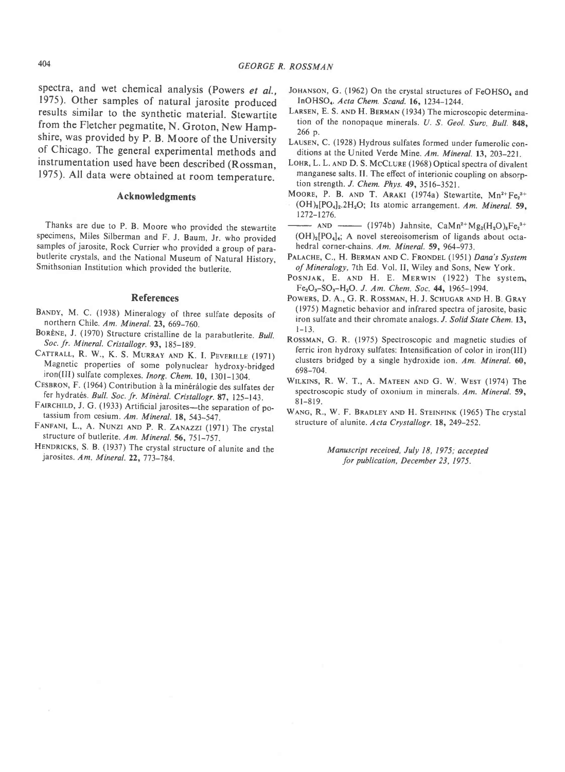spectra, and wet chemical analysis (Powers *et al.*, 1975). Other samples of natural jarosite produced results similar to the synthetic material. Stewartite from the Fletcher pegmatite, N. Groton, New Hampshire, was provided by P. B. Moore of the University of Chicago. The general experimental methods and instrumentation used have been described (Rossman, 1975). All data were obtained at room temperature.

## Acknowledgments

Thanks are due to P. B. Moore who provided the stewartite specimens, Miles Silberman and F. J. Baum, Jr. who provided samples of jarosite, Rock Currier who provided a group of parabutlerite crystals, and the National Museum of Natural History, Smithsonian Institution which provided the butlerite.

## References

BANDY, M. C. (1938) Mineralogy of three sulfate deposits of northern Chile. *Am. Mineral.* **23**, 669–760.

BORÈNE, J. (1970) Structure cristalline de la parabutlerite. *Bull. Soc. fr. Minéral. Cristallogr.* **93**, 185–189.

CATTRALL, R. W., K. S. MURRAY AND K. I. PEVERILLE (1971) Magnetic properties of some polynuclear hydroxy-bridged iron(III) sulfate complexes. *Inorg. Chem.* **10**, 1301–1304.

CESBRON, F. (1964) Contribution à la minéralogie des sulfates der fer hydratés. *Bull. Soc. fr. Minèral. Cristallogr.* **87**, 125–143.

FAIRCHILD, J. G. (1933) Artificial jarosites—the separation of potassium from cesium. *Am. Mineral.* **18**, 543–547.

FANFANI, L., A. NUNZI AND P. R. ZANAZZI (1971) The crystal structure of butlerite. *Am. Mineral.* **56**, 751–757.

HENDRICKS, S. B. (1937) The crystal structure of alunite and the jarosites. *Am. Mineral.* **22**, 773–784.

JOHANSON, G. (1962) On the crystal structures of $FeOHSO_4$ and $InOHSO_4$. *Acta Chem. Scand.* **16**, 1234–1244.

LARSEN, E. S. AND H. BERMAN (1934) The microscopic determination of the nonopaque minerals. *U. S. Geol. Surv. Bull.* **848**, 266 p.

LAUSEN, C. (1928) Hydrous sulfates formed under fumerolic conditions at the United Verde Mine. *Am. Mineral.* **13**, 203–221.

LOHR, L. L. AND D. S. MCCLURE (1968) Optical spectra of divalent manganese salts. II. The effect of interionic coupling on absorption strength. *J. Chem. Phys.* **49**, 3516–3521.

MOORE, P. B. AND T. ARAKI (1974a) Stewartite, $Mn^{2+}Fe_2^{3+}(OH)_2[PO_4]_2 \cdot 2H_2O$; Its atomic arrangement. *Am. Mineral.* **59**, 1272–1276.

——— AND ——— (1974b) Jahnsite, $CaMn^{2+}Mg_2(H_2O)_8Fe_2^{3+}(OH)_2[PO_4]_4$; A novel stereoisomerism of ligands about octahedral corner-chains. *Am. Mineral.* **59**, 964–973.

PALACHE, C., H. BERMAN AND C. FRONDEL (1951) *Dana's System of Mineralogy*, 7th Ed. Vol. II, Wiley and Sons, New York.

POSNJAK, E. AND H. E. MERWIN (1922) The system, $Fe_2O_3$–$SO_3$–$H_2O$. *J. Am. Chem. Soc.* **44**, 1965–1994.

POWERS, D. A., G. R. ROSSMAN, H. J. SCHUGAR AND H. B. GRAY (1975) Magnetic behavior and infrared spectra of jarosite, basic iron sulfate and their chromate analogs. *J. Solid State Chem.* **13**, 1–13.

ROSSMAN, G. R. (1975) Spectroscopic and magnetic studies of ferric iron hydroxy sulfates: Intensification of color in iron(III) clusters bridged by a single hydroxide ion. *Am. Mineral.* **60**, 698–704.

WILKINS, R. W. T., A. MATEEN AND G. W. WEST (1974) The spectroscopic study of oxonium in minerals. *Am. Mineral.* **59**, 81–819.

WANG, R., W. F. BRADLEY AND H. STEINFINK (1965) The crystal structure of alunite. *Acta Crystallogr.* **18**, 249–252.

*Manuscript received, July 18, 1975; accepted for publication, December 23, 1975.*